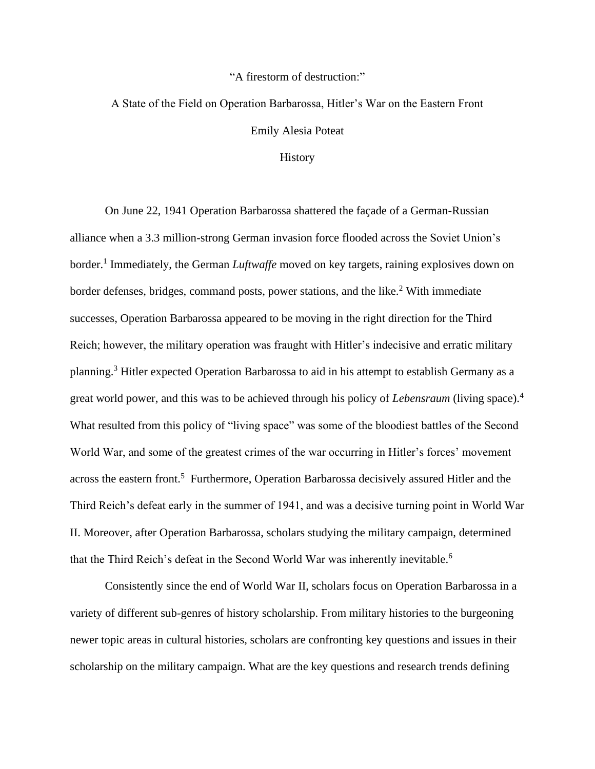# "A firestorm of destruction:"

## A State of the Field on Operation Barbarossa, Hitler's War on the Eastern Front

Emily Alesia Poteat

History

On June 22, 1941 Operation Barbarossa shattered the façade of a German-Russian alliance when a 3.3 million-strong German invasion force flooded across the Soviet Union's border.[1] Immediately, the German *Luftwaffe* moved on key targets, raining explosives down on border defenses, bridges, command posts, power stations, and the like.[2] With immediate successes, Operation Barbarossa appeared to be moving in the right direction for the Third Reich; however, the military operation was fraught with Hitler's indecisive and erratic military planning.[3] Hitler expected Operation Barbarossa to aid in his attempt to establish Germany as a great world power, and this was to be achieved through his policy of *Lebensraum* (living space).[4] What resulted from this policy of "living space" was some of the bloodiest battles of the Second World War, and some of the greatest crimes of the war occurring in Hitler's forces' movement across the eastern front.[5] Furthermore, Operation Barbarossa decisively assured Hitler and the Third Reich's defeat early in the summer of 1941, and was a decisive turning point in World War II. Moreover, after Operation Barbarossa, scholars studying the military campaign, determined that the Third Reich's defeat in the Second World War was inherently inevitable.[6]

Consistently since the end of World War II, scholars focus on Operation Barbarossa in a variety of different sub-genres of history scholarship. From military histories to the burgeoning newer topic areas in cultural histories, scholars are confronting key questions and issues in their scholarship on the military campaign. What are the key questions and research trends defining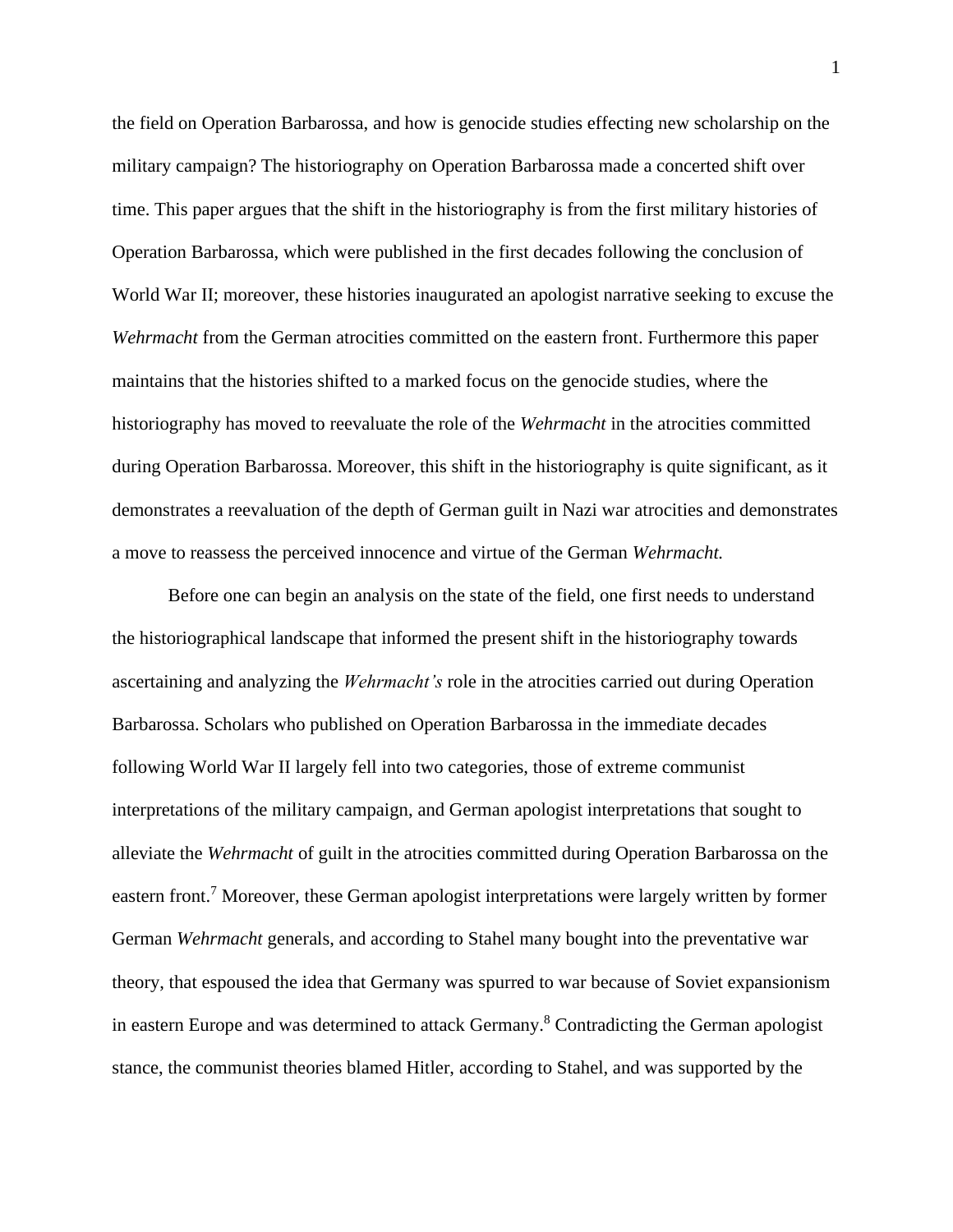the field on Operation Barbarossa, and how is genocide studies effecting new scholarship on the military campaign? The historiography on Operation Barbarossa made a concerted shift over time. This paper argues that the shift in the historiography is from the first military histories of Operation Barbarossa, which were published in the first decades following the conclusion of World War II; moreover, these histories inaugurated an apologist narrative seeking to excuse the *Wehrmacht* from the German atrocities committed on the eastern front. Furthermore this paper maintains that the histories shifted to a marked focus on the genocide studies, where the historiography has moved to reevaluate the role of the *Wehrmacht* in the atrocities committed during Operation Barbarossa. Moreover, this shift in the historiography is quite significant, as it demonstrates a reevaluation of the depth of German guilt in Nazi war atrocities and demonstrates a move to reassess the perceived innocence and virtue of the German *Wehrmacht.*

Before one can begin an analysis on the state of the field, one first needs to understand the historiographical landscape that informed the present shift in the historiography towards ascertaining and analyzing the *Wehrmacht's* role in the atrocities carried out during Operation Barbarossa. Scholars who published on Operation Barbarossa in the immediate decades following World War II largely fell into two categories, those of extreme communist interpretations of the military campaign, and German apologist interpretations that sought to alleviate the *Wehrmacht* of guilt in the atrocities committed during Operation Barbarossa on the eastern front.[7] Moreover, these German apologist interpretations were largely written by former German *Wehrmacht* generals, and according to Stahel many bought into the preventative war theory, that espoused the idea that Germany was spurred to war because of Soviet expansionism in eastern Europe and was determined to attack Germany.[8] Contradicting the German apologist stance, the communist theories blamed Hitler, according to Stahel, and was supported by the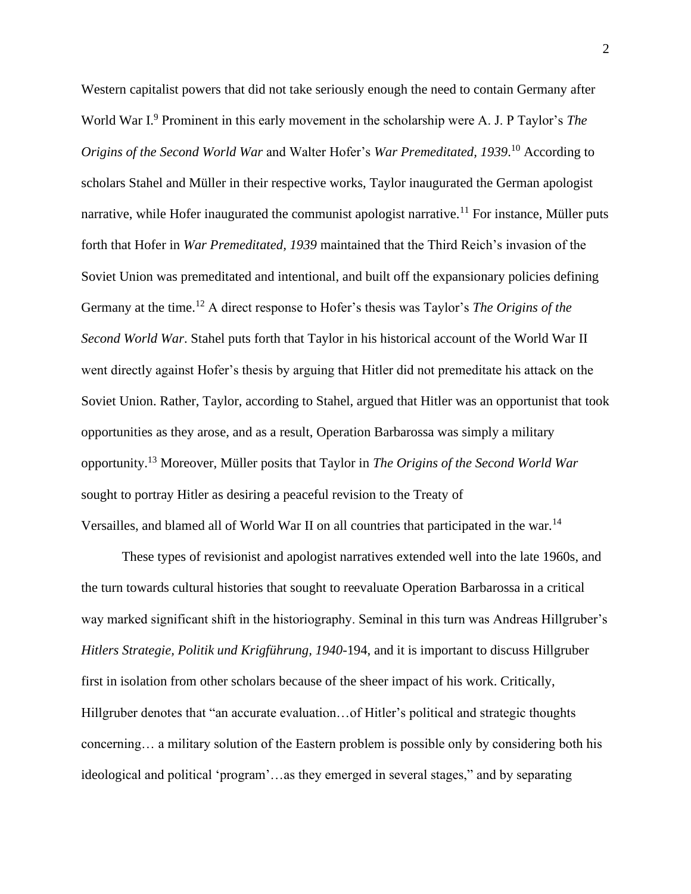Western capitalist powers that did not take seriously enough the need to contain Germany after World War I.[9] Prominent in this early movement in the scholarship were A. J. P Taylor's *The Origins of the Second World War* and Walter Hofer's *War Premeditated, 1939*.[10] According to scholars Stahel and Müller in their respective works, Taylor inaugurated the German apologist narrative, while Hofer inaugurated the communist apologist narrative.[11] For instance, Müller puts forth that Hofer in *War Premeditated, 1939* maintained that the Third Reich's invasion of the Soviet Union was premeditated and intentional, and built off the expansionary policies defining Germany at the time.[12] A direct response to Hofer's thesis was Taylor's *The Origins of the Second World War*. Stahel puts forth that Taylor in his historical account of the World War II went directly against Hofer's thesis by arguing that Hitler did not premeditate his attack on the Soviet Union. Rather, Taylor, according to Stahel, argued that Hitler was an opportunist that took opportunities as they arose, and as a result, Operation Barbarossa was simply a military opportunity.[13] Moreover, Müller posits that Taylor in *The Origins of the Second World War* sought to portray Hitler as desiring a peaceful revision to the Treaty of Versailles, and blamed all of World War II on all countries that participated in the war.[14]

These types of revisionist and apologist narratives extended well into the late 1960s, and the turn towards cultural histories that sought to reevaluate Operation Barbarossa in a critical way marked significant shift in the historiography. Seminal in this turn was Andreas Hillgruber's *Hitlers Strategie, Politik und Krigführung, 1940*-194, and it is important to discuss Hillgruber first in isolation from other scholars because of the sheer impact of his work. Critically, Hillgruber denotes that "an accurate evaluation…of Hitler's political and strategic thoughts concerning… a military solution of the Eastern problem is possible only by considering both his ideological and political 'program'…as they emerged in several stages," and by separating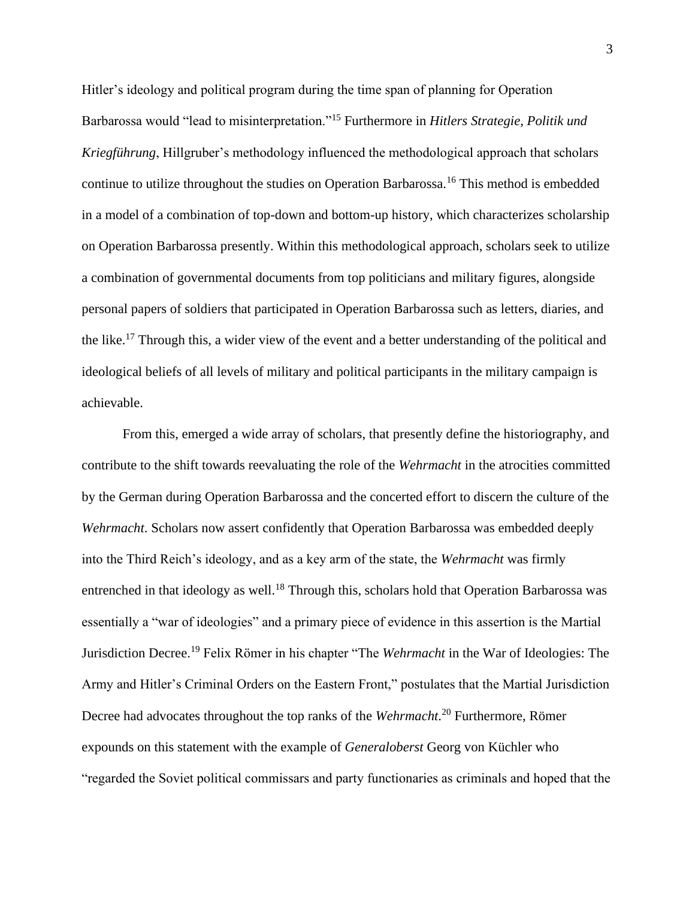Hitler's ideology and political program during the time span of planning for Operation Barbarossa would "lead to misinterpretation."[15] Furthermore in *Hitlers Strategie, Politik und Kriegführung*, Hillgruber's methodology influenced the methodological approach that scholars continue to utilize throughout the studies on Operation Barbarossa.[16] This method is embedded in a model of a combination of top-down and bottom-up history, which characterizes scholarship on Operation Barbarossa presently. Within this methodological approach, scholars seek to utilize a combination of governmental documents from top politicians and military figures, alongside personal papers of soldiers that participated in Operation Barbarossa such as letters, diaries, and the like.[17] Through this, a wider view of the event and a better understanding of the political and ideological beliefs of all levels of military and political participants in the military campaign is achievable.

From this, emerged a wide array of scholars, that presently define the historiography, and contribute to the shift towards reevaluating the role of the *Wehrmacht* in the atrocities committed by the German during Operation Barbarossa and the concerted effort to discern the culture of the *Wehrmacht*. Scholars now assert confidently that Operation Barbarossa was embedded deeply into the Third Reich's ideology, and as a key arm of the state, the *Wehrmacht* was firmly entrenched in that ideology as well.[18] Through this, scholars hold that Operation Barbarossa was essentially a "war of ideologies" and a primary piece of evidence in this assertion is the Martial Jurisdiction Decree.[19] Felix Römer in his chapter "The *Wehrmacht* in the War of Ideologies: The Army and Hitler's Criminal Orders on the Eastern Front," postulates that the Martial Jurisdiction Decree had advocates throughout the top ranks of the *Wehrmacht*.[20] Furthermore, Römer expounds on this statement with the example of *Generaloberst* Georg von Küchler who "regarded the Soviet political commissars and party functionaries as criminals and hoped that the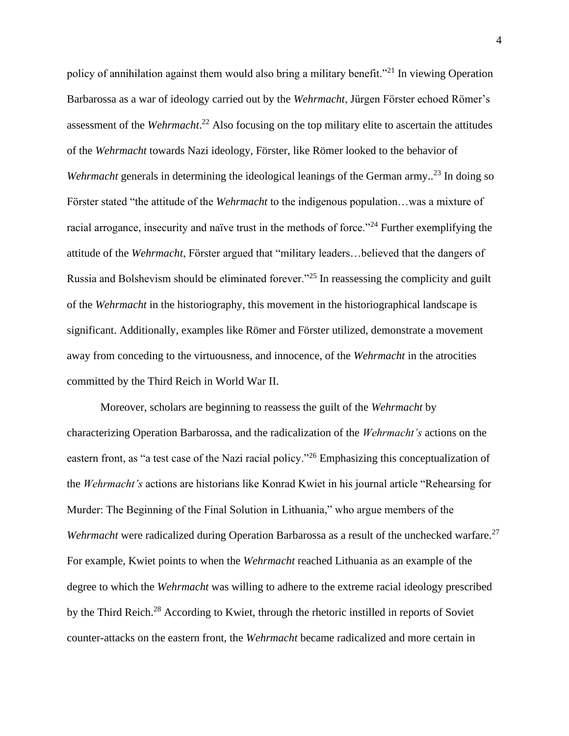policy of annihilation against them would also bring a military benefit."[21] In viewing Operation Barbarossa as a war of ideology carried out by the *Wehrmacht*, Jürgen Förster echoed Römer's assessment of the *Wehrmacht*.[22] Also focusing on the top military elite to ascertain the attitudes of the *Wehrmacht* towards Nazi ideology, Förster, like Römer looked to the behavior of *Wehrmacht* generals in determining the ideological leanings of the German army..[23] In doing so Förster stated "the attitude of the *Wehrmacht* to the indigenous population…was a mixture of racial arrogance, insecurity and naïve trust in the methods of force."[24] Further exemplifying the attitude of the *Wehrmacht*, Förster argued that "military leaders…believed that the dangers of Russia and Bolshevism should be eliminated forever."[25] In reassessing the complicity and guilt of the *Wehrmacht* in the historiography, this movement in the historiographical landscape is significant. Additionally, examples like Römer and Förster utilized, demonstrate a movement away from conceding to the virtuousness, and innocence, of the *Wehrmacht* in the atrocities committed by the Third Reich in World War II.

Moreover, scholars are beginning to reassess the guilt of the *Wehrmacht* by characterizing Operation Barbarossa, and the radicalization of the *Wehrmacht's* actions on the eastern front, as "a test case of the Nazi racial policy."[26] Emphasizing this conceptualization of the *Wehrmacht's* actions are historians like Konrad Kwiet in his journal article "Rehearsing for Murder: The Beginning of the Final Solution in Lithuania," who argue members of the *Wehrmacht* were radicalized during Operation Barbarossa as a result of the unchecked warfare.[27] For example, Kwiet points to when the *Wehrmacht* reached Lithuania as an example of the degree to which the *Wehrmacht* was willing to adhere to the extreme racial ideology prescribed by the Third Reich.[28] According to Kwiet, through the rhetoric instilled in reports of Soviet counter-attacks on the eastern front, the *Wehrmacht* became radicalized and more certain in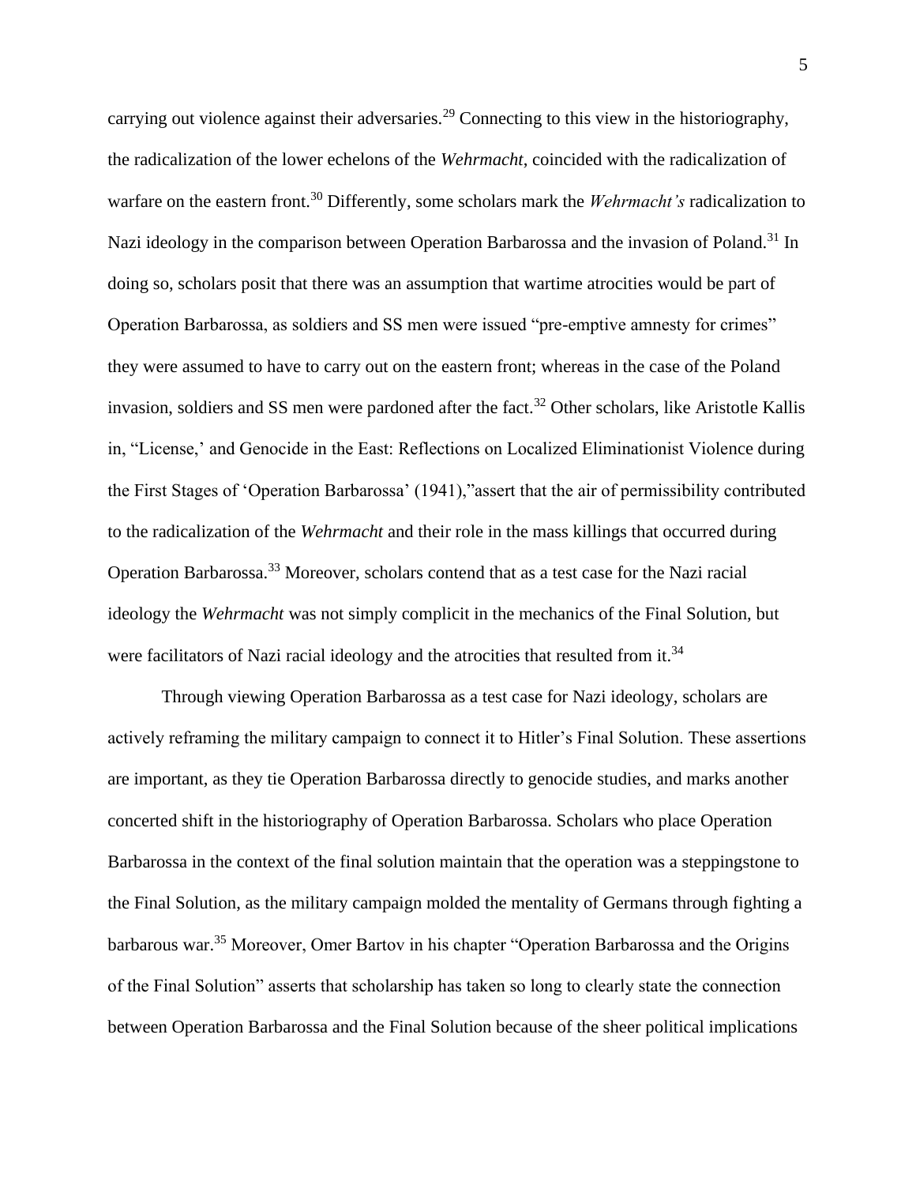carrying out violence against their adversaries.[29] Connecting to this view in the historiography, the radicalization of the lower echelons of the *Wehrmacht*, coincided with the radicalization of warfare on the eastern front.[30] Differently, some scholars mark the *Wehrmacht's* radicalization to Nazi ideology in the comparison between Operation Barbarossa and the invasion of Poland.[31] In doing so, scholars posit that there was an assumption that wartime atrocities would be part of Operation Barbarossa, as soldiers and SS men were issued "pre-emptive amnesty for crimes" they were assumed to have to carry out on the eastern front; whereas in the case of the Poland invasion, soldiers and SS men were pardoned after the fact.[32] Other scholars, like Aristotle Kallis in, "License,' and Genocide in the East: Reflections on Localized Eliminationist Violence during the First Stages of 'Operation Barbarossa' (1941),"assert that the air of permissibility contributed to the radicalization of the *Wehrmacht* and their role in the mass killings that occurred during Operation Barbarossa.[33] Moreover, scholars contend that as a test case for the Nazi racial ideology the *Wehrmacht* was not simply complicit in the mechanics of the Final Solution, but were facilitators of Nazi racial ideology and the atrocities that resulted from it.[34]

Through viewing Operation Barbarossa as a test case for Nazi ideology, scholars are actively reframing the military campaign to connect it to Hitler's Final Solution. These assertions are important, as they tie Operation Barbarossa directly to genocide studies, and marks another concerted shift in the historiography of Operation Barbarossa. Scholars who place Operation Barbarossa in the context of the final solution maintain that the operation was a steppingstone to the Final Solution, as the military campaign molded the mentality of Germans through fighting a barbarous war.[35] Moreover, Omer Bartov in his chapter "Operation Barbarossa and the Origins of the Final Solution" asserts that scholarship has taken so long to clearly state the connection between Operation Barbarossa and the Final Solution because of the sheer political implications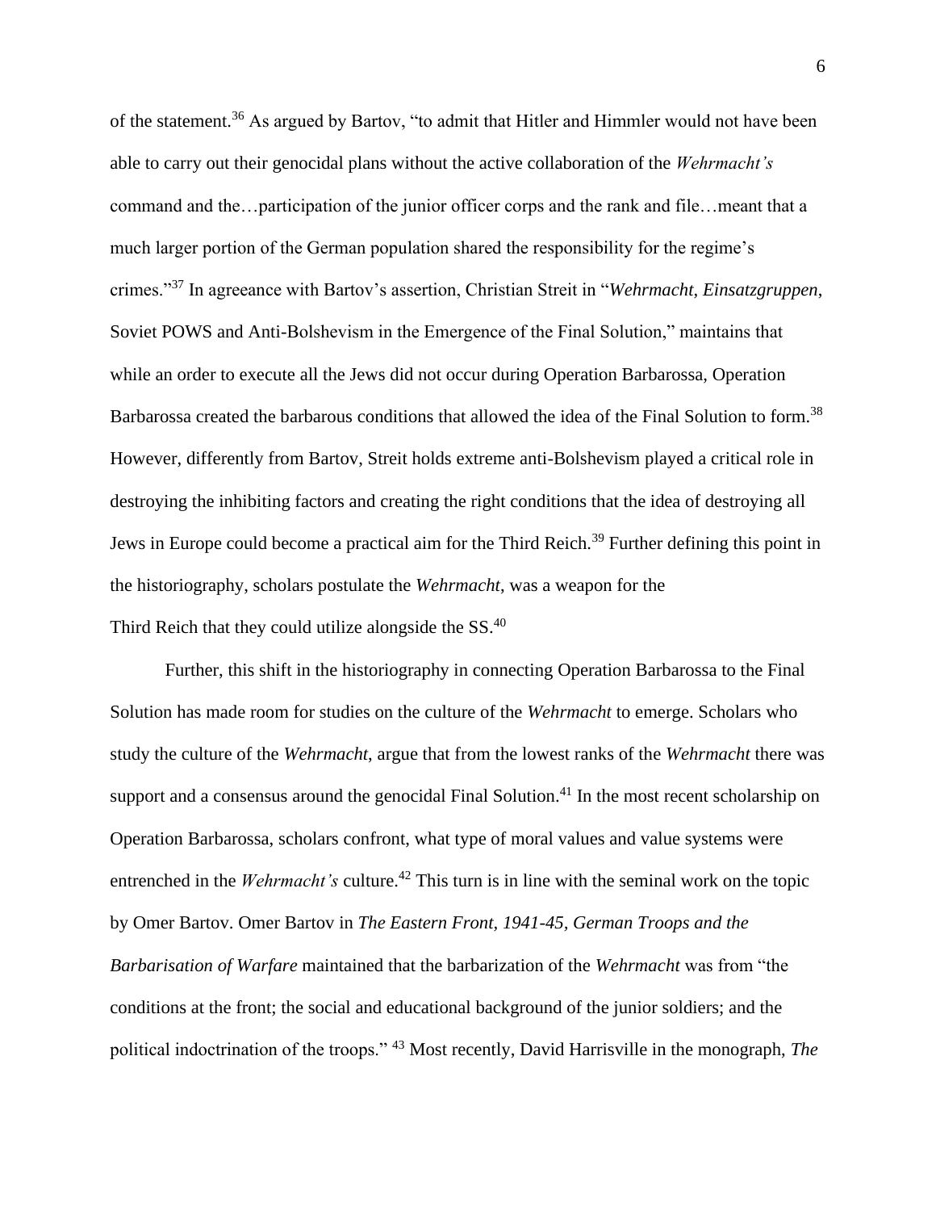of the statement.[36] As argued by Bartov, "to admit that Hitler and Himmler would not have been able to carry out their genocidal plans without the active collaboration of the *Wehrmacht's* command and the…participation of the junior officer corps and the rank and file…meant that a much larger portion of the German population shared the responsibility for the regime's crimes."[37] In agreeance with Bartov's assertion, Christian Streit in "*Wehrmacht*, *Einsatzgruppen*, Soviet POWS and Anti-Bolshevism in the Emergence of the Final Solution," maintains that while an order to execute all the Jews did not occur during Operation Barbarossa, Operation Barbarossa created the barbarous conditions that allowed the idea of the Final Solution to form.[38] However, differently from Bartov, Streit holds extreme anti-Bolshevism played a critical role in destroying the inhibiting factors and creating the right conditions that the idea of destroying all Jews in Europe could become a practical aim for the Third Reich.[39] Further defining this point in the historiography, scholars postulate the *Wehrmacht*, was a weapon for the Third Reich that they could utilize alongside the SS.[40]

Further, this shift in the historiography in connecting Operation Barbarossa to the Final Solution has made room for studies on the culture of the *Wehrmacht* to emerge. Scholars who study the culture of the *Wehrmacht*, argue that from the lowest ranks of the *Wehrmacht* there was support and a consensus around the genocidal Final Solution.[41] In the most recent scholarship on Operation Barbarossa, scholars confront, what type of moral values and value systems were entrenched in the *Wehrmacht's* culture.[42] This turn is in line with the seminal work on the topic by Omer Bartov. Omer Bartov in *The Eastern Front, 1941-45, German Troops and the Barbarisation of Warfare* maintained that the barbarization of the *Wehrmacht* was from "the conditions at the front; the social and educational background of the junior soldiers; and the political indoctrination of the troops." [43] Most recently, David Harrisville in the monograph, *The*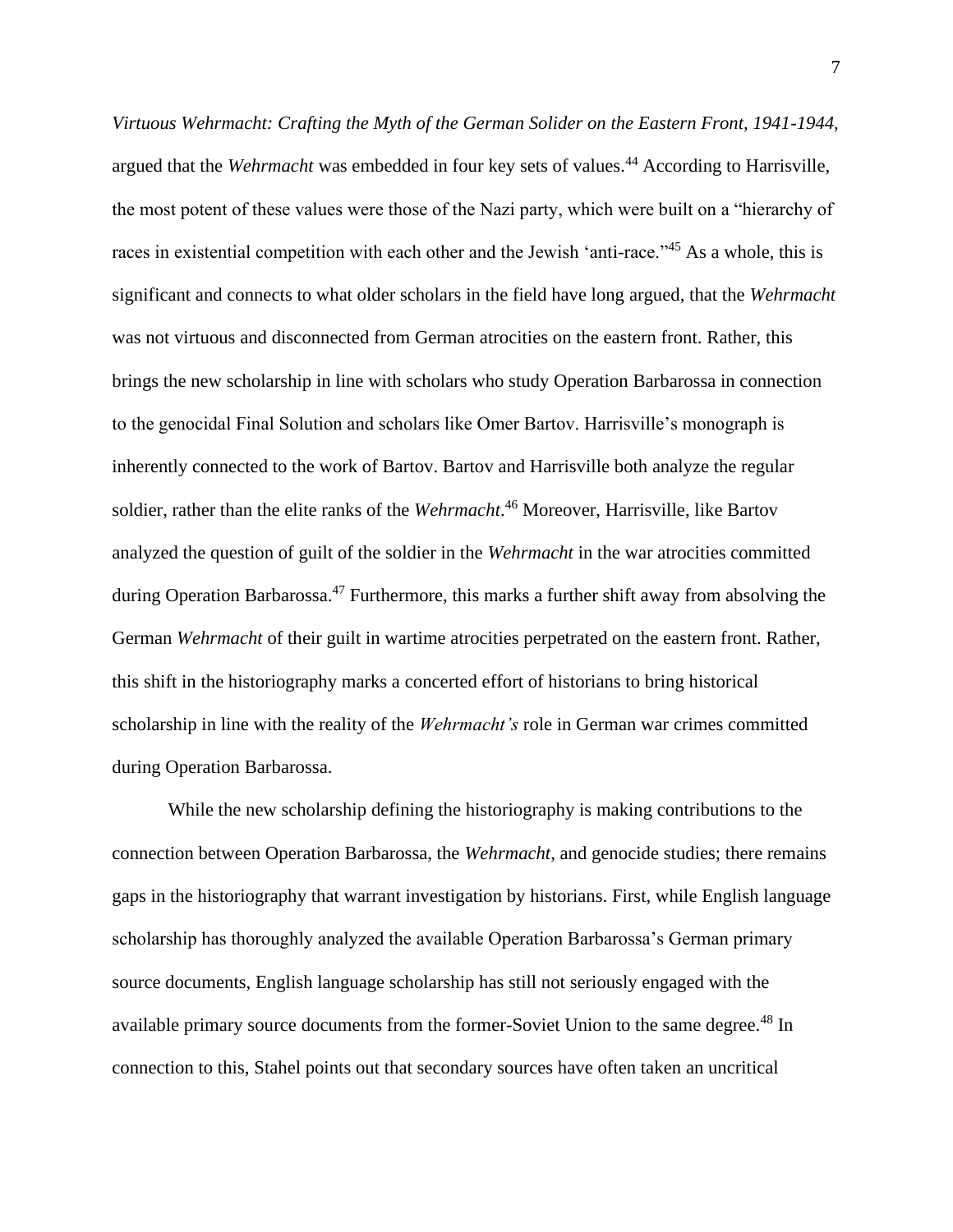*Virtuous Wehrmacht: Crafting the Myth of the German Solider on the Eastern Front, 1941-1944*, argued that the *Wehrmacht* was embedded in four key sets of values.[44] According to Harrisville, the most potent of these values were those of the Nazi party, which were built on a "hierarchy of races in existential competition with each other and the Jewish 'anti-race.'"[45] As a whole, this is significant and connects to what older scholars in the field have long argued, that the *Wehrmacht* was not virtuous and disconnected from German atrocities on the eastern front. Rather, this brings the new scholarship in line with scholars who study Operation Barbarossa in connection to the genocidal Final Solution and scholars like Omer Bartov. Harrisville's monograph is inherently connected to the work of Bartov. Bartov and Harrisville both analyze the regular soldier, rather than the elite ranks of the *Wehrmacht*.[46] Moreover, Harrisville, like Bartov analyzed the question of guilt of the soldier in the *Wehrmacht* in the war atrocities committed during Operation Barbarossa.[47] Furthermore, this marks a further shift away from absolving the German *Wehrmacht* of their guilt in wartime atrocities perpetrated on the eastern front. Rather, this shift in the historiography marks a concerted effort of historians to bring historical scholarship in line with the reality of the *Wehrmacht's* role in German war crimes committed during Operation Barbarossa.

While the new scholarship defining the historiography is making contributions to the connection between Operation Barbarossa, the *Wehrmacht*, and genocide studies; there remains gaps in the historiography that warrant investigation by historians. First, while English language scholarship has thoroughly analyzed the available Operation Barbarossa's German primary source documents, English language scholarship has still not seriously engaged with the available primary source documents from the former-Soviet Union to the same degree.[48] In connection to this, Stahel points out that secondary sources have often taken an uncritical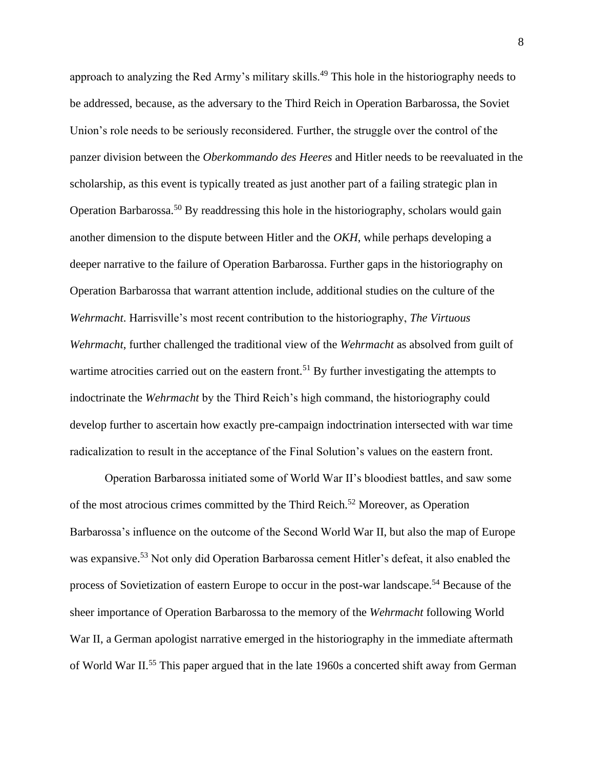approach to analyzing the Red Army's military skills.[49] This hole in the historiography needs to be addressed, because, as the adversary to the Third Reich in Operation Barbarossa, the Soviet Union's role needs to be seriously reconsidered. Further, the struggle over the control of the panzer division between the *Oberkommando des Heeres* and Hitler needs to be reevaluated in the scholarship, as this event is typically treated as just another part of a failing strategic plan in Operation Barbarossa.[50] By readdressing this hole in the historiography, scholars would gain another dimension to the dispute between Hitler and the *OKH*, while perhaps developing a deeper narrative to the failure of Operation Barbarossa. Further gaps in the historiography on Operation Barbarossa that warrant attention include, additional studies on the culture of the *Wehrmacht*. Harrisville's most recent contribution to the historiography, *The Virtuous Wehrmacht*, further challenged the traditional view of the *Wehrmacht* as absolved from guilt of wartime atrocities carried out on the eastern front.[51] By further investigating the attempts to indoctrinate the *Wehrmacht* by the Third Reich's high command, the historiography could develop further to ascertain how exactly pre-campaign indoctrination intersected with war time radicalization to result in the acceptance of the Final Solution's values on the eastern front.

Operation Barbarossa initiated some of World War II's bloodiest battles, and saw some of the most atrocious crimes committed by the Third Reich.[52] Moreover, as Operation Barbarossa's influence on the outcome of the Second World War II, but also the map of Europe was expansive.[53] Not only did Operation Barbarossa cement Hitler's defeat, it also enabled the process of Sovietization of eastern Europe to occur in the post-war landscape.[54] Because of the sheer importance of Operation Barbarossa to the memory of the *Wehrmacht* following World War II, a German apologist narrative emerged in the historiography in the immediate aftermath of World War II.[55] This paper argued that in the late 1960s a concerted shift away from German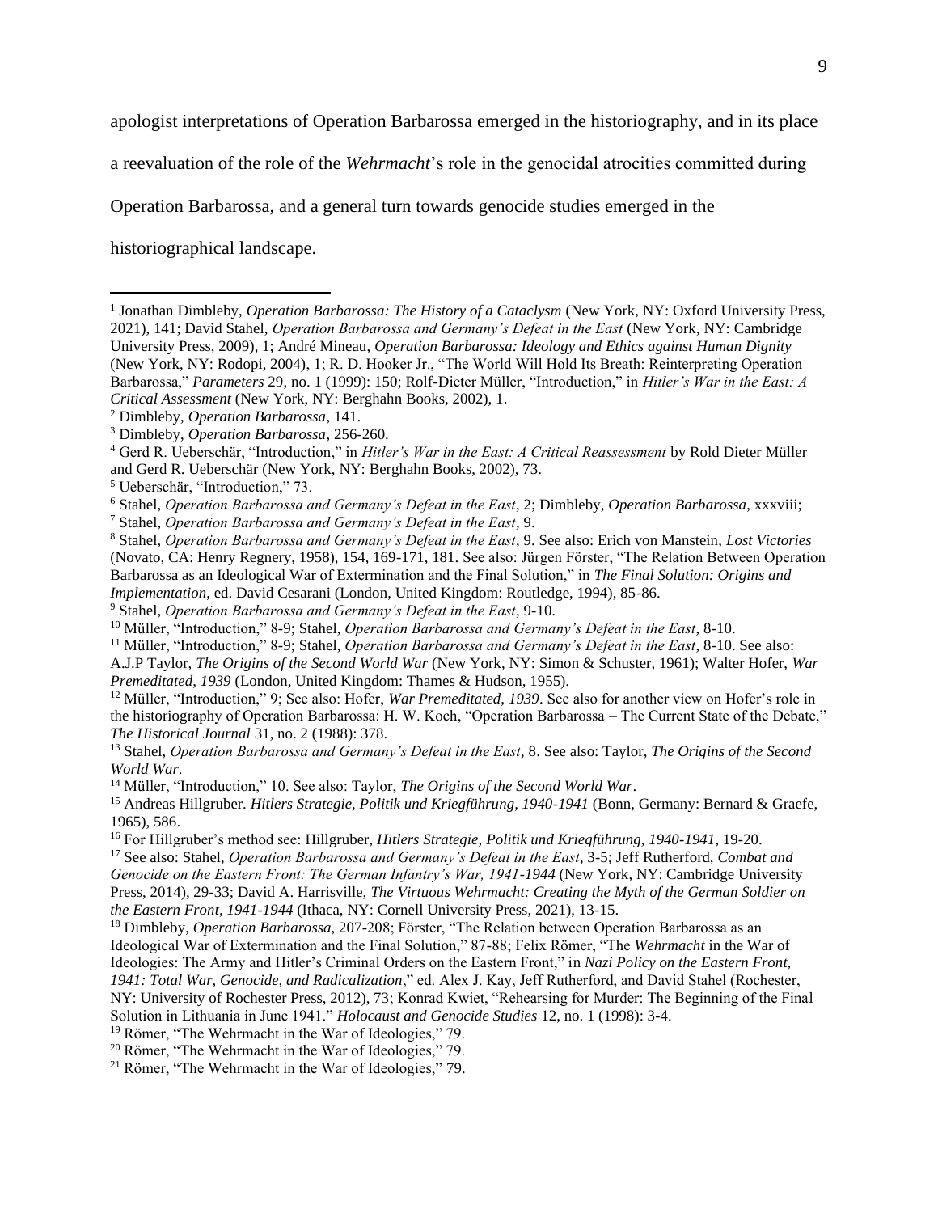apologist interpretations of Operation Barbarossa emerged in the historiography, and in its place a reevaluation of the role of the *Wehrmacht*'s role in the genocidal atrocities committed during Operation Barbarossa, and a general turn towards genocide studies emerged in the historiographical landscape.

---

[1] Jonathan Dimbleby, *Operation Barbarossa: The History of a Cataclysm* (New York, NY: Oxford University Press, 2021), 141; David Stahel, *Operation Barbarossa and Germany's Defeat in the East* (New York, NY: Cambridge University Press, 2009), 1; André Mineau, *Operation Barbarossa: Ideology and Ethics against Human Dignity* (New York, NY: Rodopi, 2004), 1; R. D. Hooker Jr., "The World Will Hold Its Breath: Reinterpreting Operation Barbarossa," *Parameters* 29, no. 1 (1999): 150; Rolf-Dieter Müller, "Introduction," in *Hitler's War in the East: A Critical Assessment* (New York, NY: Berghahn Books, 2002), 1.

[2] Dimbleby, *Operation Barbarossa*, 141.

[3] Dimbleby, *Operation Barbarossa*, 256-260.

[4] Gerd R. Ueberschär, "Introduction," in *Hitler's War in the East: A Critical Reassessment* by Rold Dieter Müller and Gerd R. Ueberschär (New York, NY: Berghahn Books, 2002), 73.

[5] Ueberschär, "Introduction," 73.

[6] Stahel, *Operation Barbarossa and Germany's Defeat in the East*, 2; Dimbleby, *Operation Barbarossa*, xxxviii;

[7] Stahel, *Operation Barbarossa and Germany's Defeat in the East*, 9.

[8] Stahel, *Operation Barbarossa and Germany's Defeat in the East*, 9. See also: Erich von Manstein, *Lost Victories* (Novato, CA: Henry Regnery, 1958), 154, 169-171, 181. See also: Jürgen Förster, "The Relation Between Operation Barbarossa as an Ideological War of Extermination and the Final Solution," in *The Final Solution: Origins and Implementation*, ed. David Cesarani (London, United Kingdom: Routledge, 1994), 85-86.

[9] Stahel, *Operation Barbarossa and Germany's Defeat in the East*, 9-10.

[10] Müller, "Introduction," 8-9; Stahel, *Operation Barbarossa and Germany's Defeat in the East*, 8-10.

[11] Müller, "Introduction," 8-9; Stahel, *Operation Barbarossa and Germany's Defeat in the East*, 8-10. See also: A.J.P Taylor, *The Origins of the Second World War* (New York, NY: Simon & Schuster, 1961); Walter Hofer, *War Premeditated, 1939* (London, United Kingdom: Thames & Hudson, 1955).

[12] Müller, "Introduction," 9; See also: Hofer, *War Premeditated, 1939*. See also for another view on Hofer's role in the historiography of Operation Barbarossa: H. W. Koch, "Operation Barbarossa – The Current State of the Debate," *The Historical Journal* 31, no. 2 (1988): 378.

[13] Stahel, *Operation Barbarossa and Germany's Defeat in the East*, 8. See also: Taylor, *The Origins of the Second World War*.

[14] Müller, "Introduction," 10. See also: Taylor, *The Origins of the Second World War*.

[15] Andreas Hillgruber. *Hitlers Strategie, Politik und Kriegführung, 1940-1941* (Bonn, Germany: Bernard & Graefe, 1965), 586.

[16] For Hillgruber's method see: Hillgruber, *Hitlers Strategie, Politik und Kriegführung, 1940-1941*, 19-20.

[17] See also: Stahel, *Operation Barbarossa and Germany's Defeat in the East*, 3-5; Jeff Rutherford, *Combat and Genocide on the Eastern Front: The German Infantry's War, 1941-1944* (New York, NY: Cambridge University Press, 2014), 29-33; David A. Harrisville, *The Virtuous Wehrmacht: Creating the Myth of the German Soldier on the Eastern Front, 1941-1944* (Ithaca, NY: Cornell University Press, 2021), 13-15.

[18] Dimbleby, *Operation Barbarossa*, 207-208; Förster, "The Relation between Operation Barbarossa as an Ideological War of Extermination and the Final Solution," 87-88; Felix Römer, "The *Wehrmacht* in the War of Ideologies: The Army and Hitler's Criminal Orders on the Eastern Front," in *Nazi Policy on the Eastern Front, 1941: Total War, Genocide, and Radicalization*," ed. Alex J. Kay, Jeff Rutherford, and David Stahel (Rochester, NY: University of Rochester Press, 2012), 73; Konrad Kwiet, "Rehearsing for Murder: The Beginning of the Final Solution in Lithuania in June 1941." *Holocaust and Genocide Studies* 12, no. 1 (1998): 3-4.

[19] Römer, "The Wehrmacht in the War of Ideologies," 79.

[20] Römer, "The Wehrmacht in the War of Ideologies," 79.

[21] Römer, "The Wehrmacht in the War of Ideologies," 79.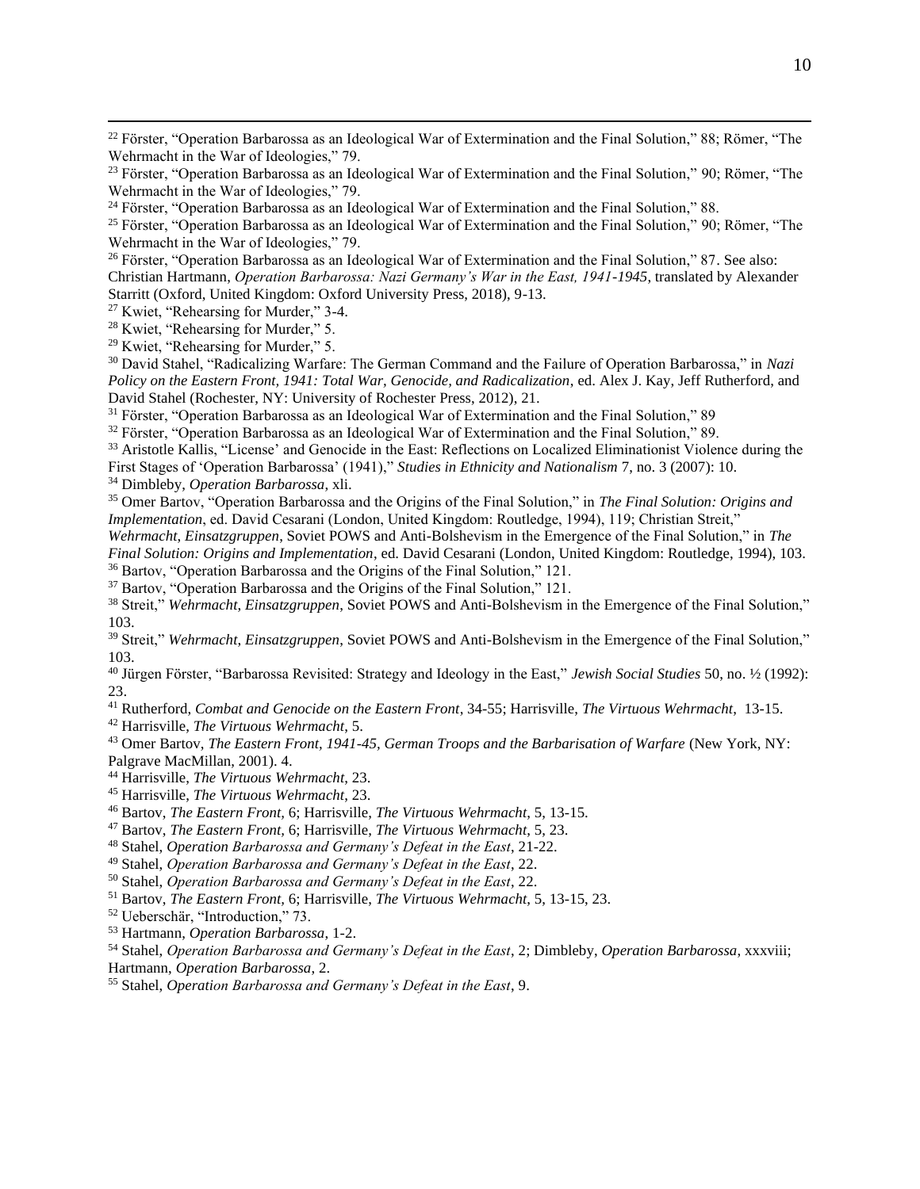[22] Förster, "Operation Barbarossa as an Ideological War of Extermination and the Final Solution," 88; Römer, "The Wehrmacht in the War of Ideologies," 79.

[23] Förster, "Operation Barbarossa as an Ideological War of Extermination and the Final Solution," 90; Römer, "The Wehrmacht in the War of Ideologies," 79.

[24] Förster, "Operation Barbarossa as an Ideological War of Extermination and the Final Solution," 88.

[25] Förster, "Operation Barbarossa as an Ideological War of Extermination and the Final Solution," 90; Römer, "The Wehrmacht in the War of Ideologies," 79.

[26] Förster, "Operation Barbarossa as an Ideological War of Extermination and the Final Solution," 87. See also: Christian Hartmann, *Operation Barbarossa: Nazi Germany's War in the East, 1941-1945*, translated by Alexander Starritt (Oxford, United Kingdom: Oxford University Press, 2018), 9-13.

[27] Kwiet, "Rehearsing for Murder," 3-4.

[28] Kwiet, "Rehearsing for Murder," 5.

[29] Kwiet, "Rehearsing for Murder," 5.

[30] David Stahel, "Radicalizing Warfare: The German Command and the Failure of Operation Barbarossa," in *Nazi Policy on the Eastern Front, 1941: Total War, Genocide, and Radicalization*, ed. Alex J. Kay, Jeff Rutherford, and David Stahel (Rochester, NY: University of Rochester Press, 2012), 21.

[31] Förster, "Operation Barbarossa as an Ideological War of Extermination and the Final Solution," 89

[32] Förster, "Operation Barbarossa as an Ideological War of Extermination and the Final Solution," 89.

[33] Aristotle Kallis, "'License' and Genocide in the East: Reflections on Localized Eliminationist Violence during the First Stages of 'Operation Barbarossa' (1941)," *Studies in Ethnicity and Nationalism* 7, no. 3 (2007): 10.

[34] Dimbleby, *Operation Barbarossa*, xli.

[35] Omer Bartov, "Operation Barbarossa and the Origins of the Final Solution," in *The Final Solution: Origins and Implementation*, ed. David Cesarani (London, United Kingdom: Routledge, 1994), 119; Christian Streit," *Wehrmacht, Einsatzgruppen*, Soviet POWS and Anti-Bolshevism in the Emergence of the Final Solution," in *The Final Solution: Origins and Implementation*, ed. David Cesarani (London, United Kingdom: Routledge, 1994), 103.

[36] Bartov, "Operation Barbarossa and the Origins of the Final Solution," 121.

[37] Bartov, "Operation Barbarossa and the Origins of the Final Solution," 121.

[38] Streit," *Wehrmacht, Einsatzgruppen*, Soviet POWS and Anti-Bolshevism in the Emergence of the Final Solution," 103.

[39] Streit," *Wehrmacht, Einsatzgruppen*, Soviet POWS and Anti-Bolshevism in the Emergence of the Final Solution," 103.

[40] Jürgen Förster, "Barbarossa Revisited: Strategy and Ideology in the East," *Jewish Social Studies* 50, no. ½ (1992): 23.

[41] Rutherford, *Combat and Genocide on the Eastern Front*, 34-55; Harrisville, *The Virtuous Wehrmacht*, 13-15.

[42] Harrisville, *The Virtuous Wehrmacht*, 5.

[43] Omer Bartov, *The Eastern Front, 1941-45, German Troops and the Barbarisation of Warfare* (New York, NY: Palgrave MacMillan, 2001). 4.

[44] Harrisville, *The Virtuous Wehrmacht*, 23.

[45] Harrisville, *The Virtuous Wehrmacht*, 23.

[46] Bartov, *The Eastern Front*, 6; Harrisville, *The Virtuous Wehrmacht*, 5, 13-15.

[47] Bartov, *The Eastern Front*, 6; Harrisville, *The Virtuous Wehrmacht*, 5, 23.

[48] Stahel, *Operation Barbarossa and Germany's Defeat in the East*, 21-22.

[49] Stahel, *Operation Barbarossa and Germany's Defeat in the East*, 22.

[50] Stahel, *Operation Barbarossa and Germany's Defeat in the East*, 22.

[51] Bartov, *The Eastern Front*, 6; Harrisville, *The Virtuous Wehrmacht*, 5, 13-15, 23.

[52] Ueberschär, "Introduction," 73.

[53] Hartmann, *Operation Barbarossa*, 1-2.

[54] Stahel, *Operation Barbarossa and Germany's Defeat in the East*, 2; Dimbleby, *Operation Barbarossa*, xxxviii; Hartmann, *Operation Barbarossa*, 2.

[55] Stahel, *Operation Barbarossa and Germany's Defeat in the East*, 9.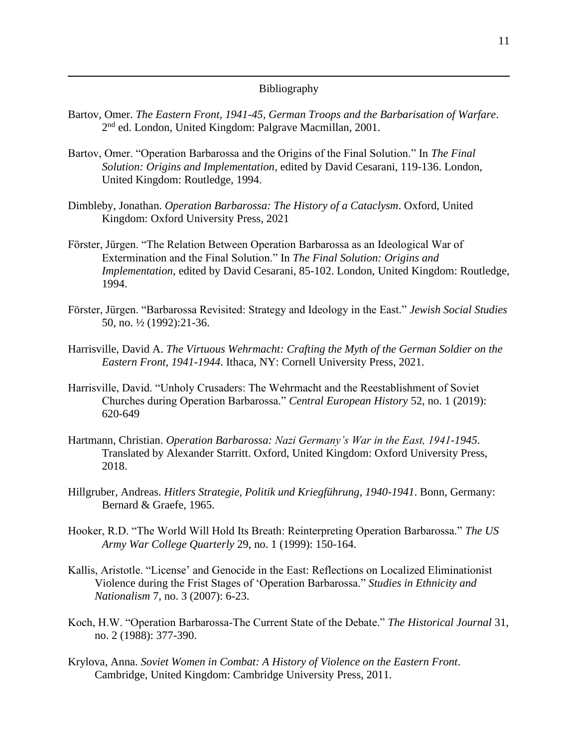# Bibliography

Bartov, Omer. *The Eastern Front, 1941-45, German Troops and the Barbarisation of Warfare*. 2nd ed. London, United Kingdom: Palgrave Macmillan, 2001.

Bartov, Omer. "Operation Barbarossa and the Origins of the Final Solution." In *The Final Solution: Origins and Implementation*, edited by David Cesarani, 119-136. London, United Kingdom: Routledge, 1994.

Dimbleby, Jonathan. *Operation Barbarossa: The History of a Cataclysm*. Oxford, United Kingdom: Oxford University Press, 2021

Förster, Jürgen. "The Relation Between Operation Barbarossa as an Ideological War of Extermination and the Final Solution." In *The Final Solution: Origins and Implementation*, edited by David Cesarani, 85-102. London, United Kingdom: Routledge, 1994.

Förster, Jürgen. "Barbarossa Revisited: Strategy and Ideology in the East." *Jewish Social Studies* 50, no. ½ (1992):21-36.

Harrisville, David A. *The Virtuous Wehrmacht: Crafting the Myth of the German Soldier on the Eastern Front, 1941-1944*. Ithaca, NY: Cornell University Press, 2021.

Harrisville, David. "Unholy Crusaders: The Wehrmacht and the Reestablishment of Soviet Churches during Operation Barbarossa." *Central European History* 52, no. 1 (2019): 620-649

Hartmann, Christian. *Operation Barbarossa: Nazi Germany's War in the East, 1941-1945*. Translated by Alexander Starritt. Oxford, United Kingdom: Oxford University Press, 2018.

Hillgruber, Andreas. *Hitlers Strategie, Politik und Kriegführung, 1940-1941*. Bonn, Germany: Bernard & Graefe, 1965.

Hooker, R.D. "The World Will Hold Its Breath: Reinterpreting Operation Barbarossa." *The US Army War College Quarterly* 29, no. 1 (1999): 150-164.

Kallis, Aristotle. "License' and Genocide in the East: Reflections on Localized Eliminationist Violence during the Frist Stages of 'Operation Barbarossa." *Studies in Ethnicity and Nationalism* 7, no. 3 (2007): 6-23.

Koch, H.W. "Operation Barbarossa-The Current State of the Debate." *The Historical Journal* 31, no. 2 (1988): 377-390.

Krylova, Anna. *Soviet Women in Combat: A History of Violence on the Eastern Front*. Cambridge, United Kingdom: Cambridge University Press, 2011.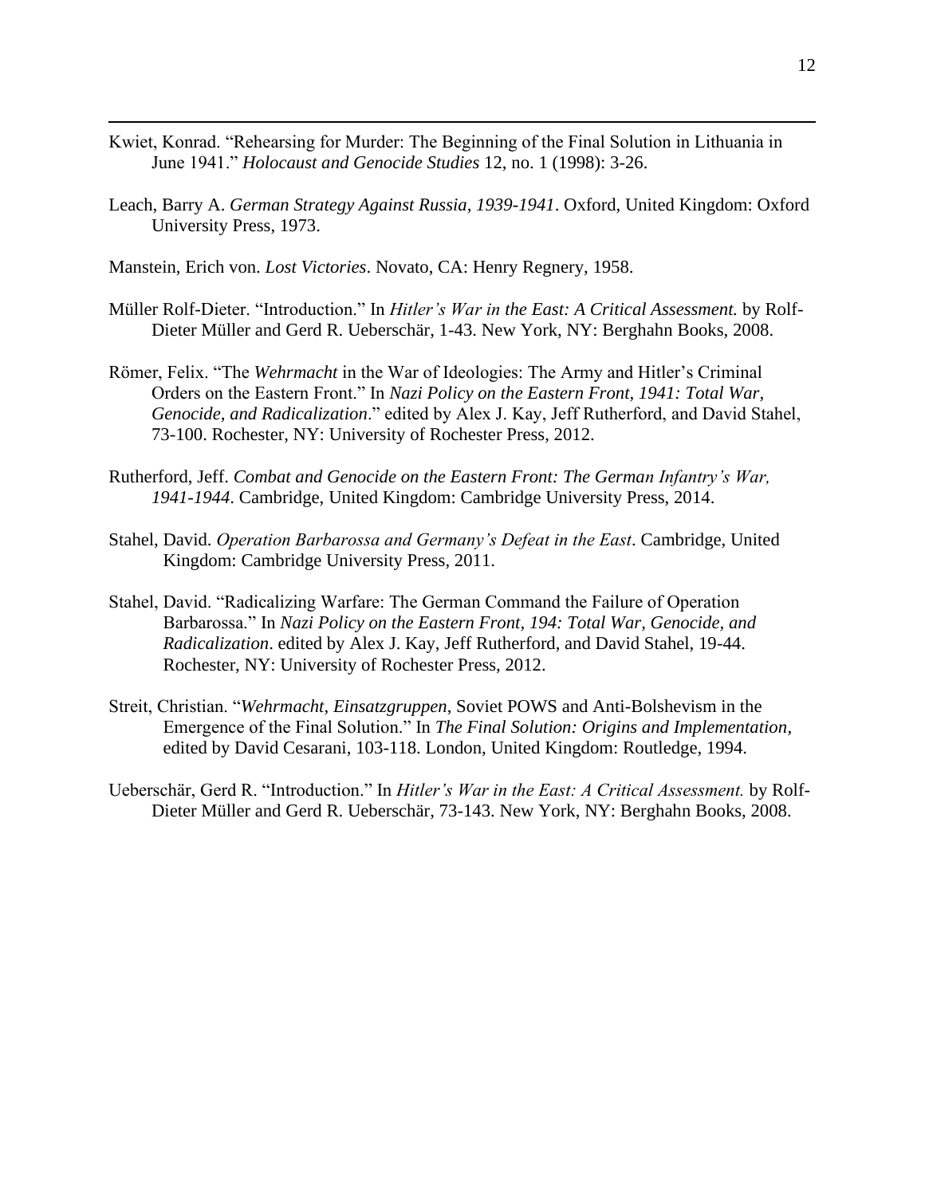Kwiet, Konrad. "Rehearsing for Murder: The Beginning of the Final Solution in Lithuania in June 1941." *Holocaust and Genocide Studies* 12, no. 1 (1998): 3-26.

Leach, Barry A. *German Strategy Against Russia, 1939-1941*. Oxford, United Kingdom: Oxford University Press, 1973.

Manstein, Erich von. *Lost Victories*. Novato, CA: Henry Regnery, 1958.

Müller Rolf-Dieter. "Introduction." In *Hitler's War in the East: A Critical Assessment.* by Rolf-Dieter Müller and Gerd R. Ueberschär, 1-43. New York, NY: Berghahn Books, 2008.

Römer, Felix. "The *Wehrmacht* in the War of Ideologies: The Army and Hitler's Criminal Orders on the Eastern Front." In *Nazi Policy on the Eastern Front, 1941: Total War, Genocide, and Radicalization*." edited by Alex J. Kay, Jeff Rutherford, and David Stahel, 73-100. Rochester, NY: University of Rochester Press, 2012.

Rutherford, Jeff. *Combat and Genocide on the Eastern Front: The German Infantry's War, 1941-1944*. Cambridge, United Kingdom: Cambridge University Press, 2014.

Stahel, David. *Operation Barbarossa and Germany's Defeat in the East*. Cambridge, United Kingdom: Cambridge University Press, 2011.

Stahel, David. "Radicalizing Warfare: The German Command the Failure of Operation Barbarossa." In *Nazi Policy on the Eastern Front, 194: Total War, Genocide, and Radicalization*. edited by Alex J. Kay, Jeff Rutherford, and David Stahel, 19-44. Rochester, NY: University of Rochester Press, 2012.

Streit, Christian. "*Wehrmacht*, *Einsatzgruppen*, Soviet POWS and Anti-Bolshevism in the Emergence of the Final Solution." In *The Final Solution: Origins and Implementation*, edited by David Cesarani, 103-118. London, United Kingdom: Routledge, 1994.

Ueberschär, Gerd R. "Introduction." In *Hitler's War in the East: A Critical Assessment.* by Rolf-Dieter Müller and Gerd R. Ueberschär, 73-143. New York, NY: Berghahn Books, 2008.